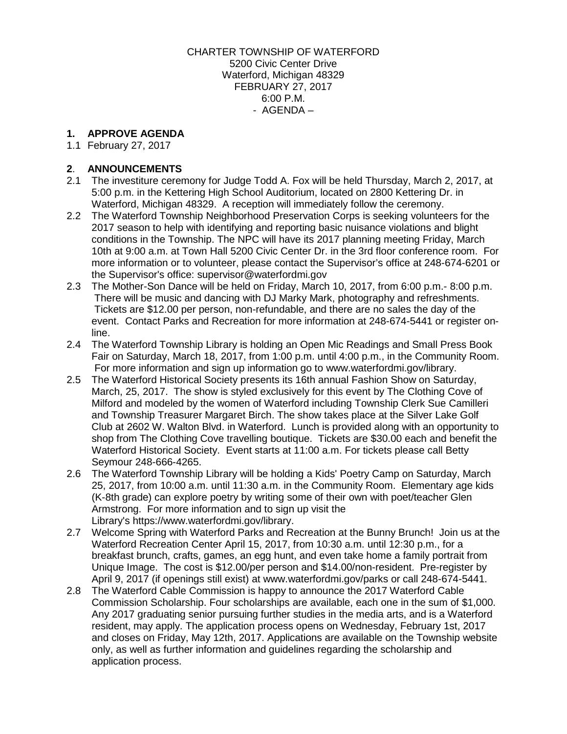CHARTER TOWNSHIP OF WATERFORD
5200 Civic Center Drive
Waterford, Michigan 48329
FEBRUARY 27, 2017
6:00 P.M.
- AGENDA –

## 1. APPROVE AGENDA

1.1 February 27, 2017

## 2. ANNOUNCEMENTS

2.1 The investiture ceremony for Judge Todd A. Fox will be held Thursday, March 2, 2017, at 5:00 p.m. in the Kettering High School Auditorium, located on 2800 Kettering Dr. in Waterford, Michigan 48329. A reception will immediately follow the ceremony.

2.2 The Waterford Township Neighborhood Preservation Corps is seeking volunteers for the 2017 season to help with identifying and reporting basic nuisance violations and blight conditions in the Township. The NPC will have its 2017 planning meeting Friday, March 10th at 9:00 a.m. at Town Hall 5200 Civic Center Dr. in the 3rd floor conference room. For more information or to volunteer, please contact the Supervisor's office at 248-674-6201 or the Supervisor's office: supervisor@waterfordmi.gov

2.3 The Mother-Son Dance will be held on Friday, March 10, 2017, from 6:00 p.m.- 8:00 p.m. There will be music and dancing with DJ Marky Mark, photography and refreshments. Tickets are $12.00 per person, non-refundable, and there are no sales the day of the event. Contact Parks and Recreation for more information at 248-674-5441 or register on-line.

2.4 The Waterford Township Library is holding an Open Mic Readings and Small Press Book Fair on Saturday, March 18, 2017, from 1:00 p.m. until 4:00 p.m., in the Community Room. For more information and sign up information go to www.waterfordmi.gov/library.

2.5 The Waterford Historical Society presents its 16th annual Fashion Show on Saturday, March, 25, 2017. The show is styled exclusively for this event by The Clothing Cove of Milford and modeled by the women of Waterford including Township Clerk Sue Camilleri and Township Treasurer Margaret Birch. The show takes place at the Silver Lake Golf Club at 2602 W. Walton Blvd. in Waterford. Lunch is provided along with an opportunity to shop from The Clothing Cove travelling boutique. Tickets are $30.00 each and benefit the Waterford Historical Society. Event starts at 11:00 a.m. For tickets please call Betty Seymour 248-666-4265.

2.6 The Waterford Township Library will be holding a Kids' Poetry Camp on Saturday, March 25, 2017, from 10:00 a.m. until 11:30 a.m. in the Community Room. Elementary age kids (K-8th grade) can explore poetry by writing some of their own with poet/teacher Glen Armstrong. For more information and to sign up visit the Library's https://www.waterfordmi.gov/library.

2.7 Welcome Spring with Waterford Parks and Recreation at the Bunny Brunch! Join us at the Waterford Recreation Center April 15, 2017, from 10:30 a.m. until 12:30 p.m., for a breakfast brunch, crafts, games, an egg hunt, and even take home a family portrait from Unique Image. The cost is $12.00/per person and $14.00/non-resident. Pre-register by April 9, 2017 (if openings still exist) at www.waterfordmi.gov/parks or call 248-674-5441.

2.8 The Waterford Cable Commission is happy to announce the 2017 Waterford Cable Commission Scholarship. Four scholarships are available, each one in the sum of $1,000. Any 2017 graduating senior pursuing further studies in the media arts, and is a Waterford resident, may apply. The application process opens on Wednesday, February 1st, 2017 and closes on Friday, May 12th, 2017. Applications are available on the Township website only, as well as further information and guidelines regarding the scholarship and application process.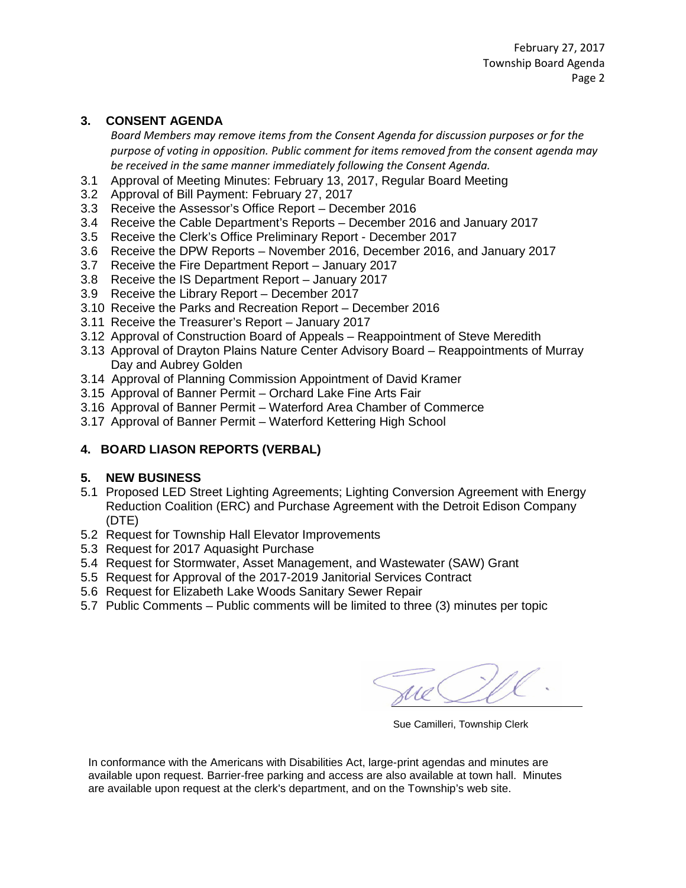## 3. CONSENT AGENDA

*Board Members may remove items from the Consent Agenda for discussion purposes or for the purpose of voting in opposition. Public comment for items removed from the consent agenda may be received in the same manner immediately following the Consent Agenda.*

- 3.1 Approval of Meeting Minutes: February 13, 2017, Regular Board Meeting
- 3.2 Approval of Bill Payment: February 27, 2017
- 3.3 Receive the Assessor's Office Report – December 2016
- 3.4 Receive the Cable Department's Reports – December 2016 and January 2017
- 3.5 Receive the Clerk's Office Preliminary Report - December 2017
- 3.6 Receive the DPW Reports – November 2016, December 2016, and January 2017
- 3.7 Receive the Fire Department Report – January 2017
- 3.8 Receive the IS Department Report – January 2017
- 3.9 Receive the Library Report – December 2017
- 3.10 Receive the Parks and Recreation Report – December 2016
- 3.11 Receive the Treasurer's Report – January 2017
- 3.12 Approval of Construction Board of Appeals – Reappointment of Steve Meredith
- 3.13 Approval of Drayton Plains Nature Center Advisory Board – Reappointments of Murray Day and Aubrey Golden
- 3.14 Approval of Planning Commission Appointment of David Kramer
- 3.15 Approval of Banner Permit – Orchard Lake Fine Arts Fair
- 3.16 Approval of Banner Permit – Waterford Area Chamber of Commerce
- 3.17 Approval of Banner Permit – Waterford Kettering High School

## 4. BOARD LIASON REPORTS (VERBAL)

## 5. NEW BUSINESS

- 5.1 Proposed LED Street Lighting Agreements; Lighting Conversion Agreement with Energy Reduction Coalition (ERC) and Purchase Agreement with the Detroit Edison Company (DTE)
- 5.2 Request for Township Hall Elevator Improvements
- 5.3 Request for 2017 Aquasight Purchase
- 5.4 Request for Stormwater, Asset Management, and Wastewater (SAW) Grant
- 5.5 Request for Approval of the 2017-2019 Janitorial Services Contract
- 5.6 Request for Elizabeth Lake Woods Sanitary Sewer Repair
- 5.7 Public Comments – Public comments will be limited to three (3) minutes per topic

Sue Camilleri, Township Clerk

In conformance with the Americans with Disabilities Act, large-print agendas and minutes are available upon request. Barrier-free parking and access are also available at town hall. Minutes are available upon request at the clerk's department, and on the Township's web site.